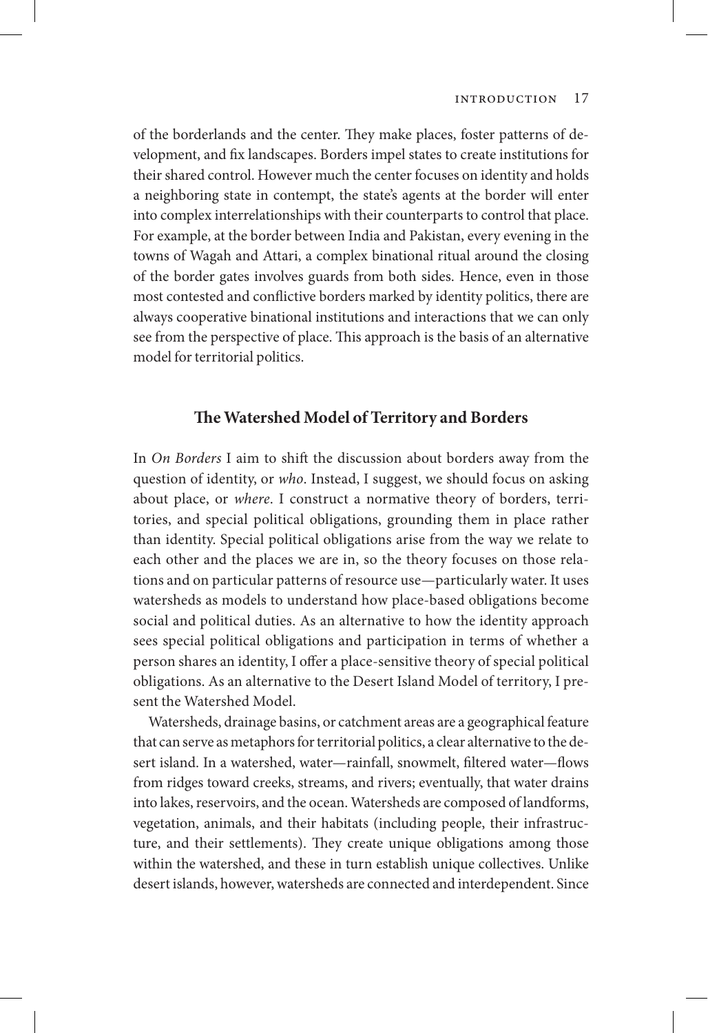of the borderlands and the center. They make places, foster patterns of development, and fix landscapes. Borders impel states to create institutions for their shared control. However much the center focuses on identity and holds a neighboring state in contempt, the state's agents at the border will enter into complex interrelationships with their counterparts to control that place. For example, at the border between India and Pakistan, every evening in the towns of Wagah and Attari, a complex binational ritual around the closing of the border gates involves guards from both sides. Hence, even in those most contested and conflictive borders marked by identity politics, there are always cooperative binational institutions and interactions that we can only see from the perspective of place. This approach is the basis of an alternative model for territorial politics.

## The Watershed Model of Territory and Borders

In *On Borders* I aim to shift the discussion about borders away from the question of identity, or *who*. Instead, I suggest, we should focus on asking about place, or *where*. I construct a normative theory of borders, territories, and special political obligations, grounding them in place rather than identity. Special political obligations arise from the way we relate to each other and the places we are in, so the theory focuses on those relations and on particular patterns of resource use—particularly water. It uses watersheds as models to understand how place-based obligations become social and political duties. As an alternative to how the identity approach sees special political obligations and participation in terms of whether a person shares an identity, I offer a place-sensitive theory of special political obligations. As an alternative to the Desert Island Model of territory, I present the Watershed Model.

Watersheds, drainage basins, or catchment areas are a geographical feature that can serve as metaphors for territorial politics, a clear alternative to the desert island. In a watershed, water—rainfall, snowmelt, filtered water—flows from ridges toward creeks, streams, and rivers; eventually, that water drains into lakes, reservoirs, and the ocean. Watersheds are composed of landforms, vegetation, animals, and their habitats (including people, their infrastructure, and their settlements). They create unique obligations among those within the watershed, and these in turn establish unique collectives. Unlike desert islands, however, watersheds are connected and interdependent. Since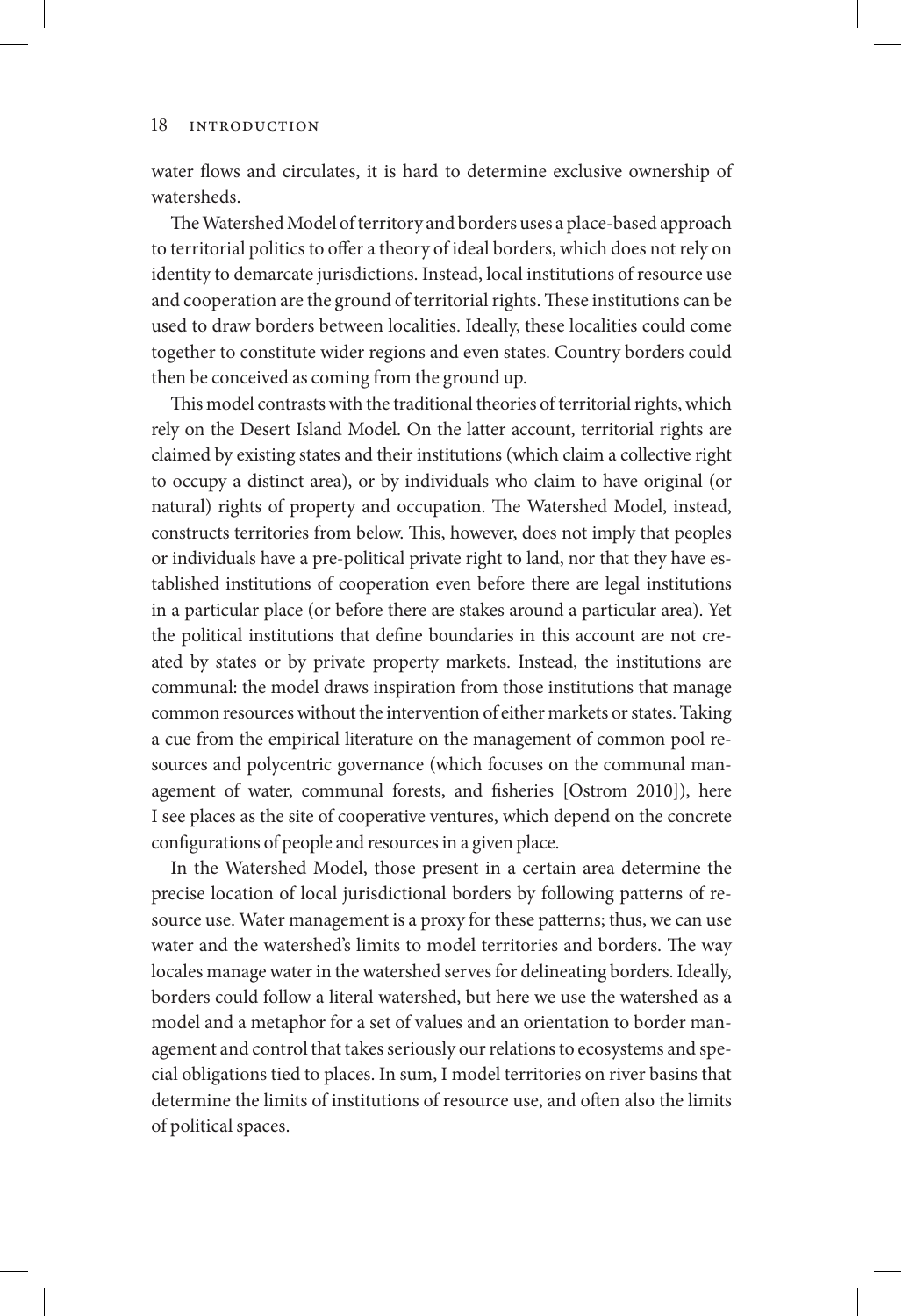water flows and circulates, it is hard to determine exclusive ownership of watersheds.

The Watershed Model of territory and borders uses a place-based approach to territorial politics to offer a theory of ideal borders, which does not rely on identity to demarcate jurisdictions. Instead, local institutions of resource use and cooperation are the ground of territorial rights. These institutions can be used to draw borders between localities. Ideally, these localities could come together to constitute wider regions and even states. Country borders could then be conceived as coming from the ground up.

This model contrasts with the traditional theories of territorial rights, which rely on the Desert Island Model. On the latter account, territorial rights are claimed by existing states and their institutions (which claim a collective right to occupy a distinct area), or by individuals who claim to have original (or natural) rights of property and occupation. The Watershed Model, instead, constructs territories from below. This, however, does not imply that peoples or individuals have a pre-political private right to land, nor that they have established institutions of cooperation even before there are legal institutions in a particular place (or before there are stakes around a particular area). Yet the political institutions that define boundaries in this account are not created by states or by private property markets. Instead, the institutions are communal: the model draws inspiration from those institutions that manage common resources without the intervention of either markets or states. Taking a cue from the empirical literature on the management of common pool resources and polycentric governance (which focuses on the communal management of water, communal forests, and fisheries [Ostrom 2010]), here I see places as the site of cooperative ventures, which depend on the concrete configurations of people and resources in a given place.

In the Watershed Model, those present in a certain area determine the precise location of local jurisdictional borders by following patterns of resource use. Water management is a proxy for these patterns; thus, we can use water and the watershed's limits to model territories and borders. The way locales manage water in the watershed serves for delineating borders. Ideally, borders could follow a literal watershed, but here we use the watershed as a model and a metaphor for a set of values and an orientation to border management and control that takes seriously our relations to ecosystems and special obligations tied to places. In sum, I model territories on river basins that determine the limits of institutions of resource use, and often also the limits of political spaces.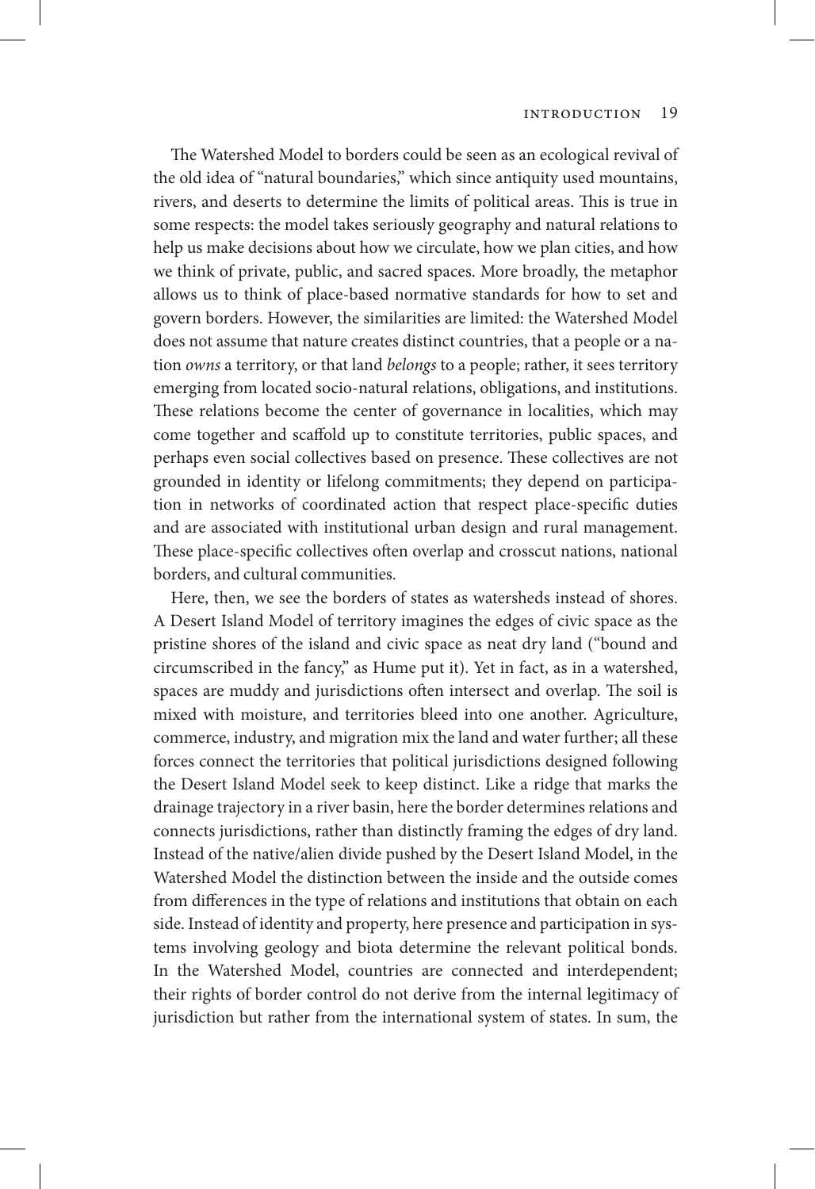The Watershed Model to borders could be seen as an ecological revival of the old idea of "natural boundaries," which since antiquity used mountains, rivers, and deserts to determine the limits of political areas. This is true in some respects: the model takes seriously geography and natural relations to help us make decisions about how we circulate, how we plan cities, and how we think of private, public, and sacred spaces. More broadly, the metaphor allows us to think of place-based normative standards for how to set and govern borders. However, the similarities are limited: the Watershed Model does not assume that nature creates distinct countries, that a people or a nation *owns* a territory, or that land *belongs* to a people; rather, it sees territory emerging from located socio-natural relations, obligations, and institutions. These relations become the center of governance in localities, which may come together and scaffold up to constitute territories, public spaces, and perhaps even social collectives based on presence. These collectives are not grounded in identity or lifelong commitments; they depend on participation in networks of coordinated action that respect place-specific duties and are associated with institutional urban design and rural management. These place-specific collectives often overlap and crosscut nations, national borders, and cultural communities.

Here, then, we see the borders of states as watersheds instead of shores. A Desert Island Model of territory imagines the edges of civic space as the pristine shores of the island and civic space as neat dry land ("bound and circumscribed in the fancy," as Hume put it). Yet in fact, as in a watershed, spaces are muddy and jurisdictions often intersect and overlap. The soil is mixed with moisture, and territories bleed into one another. Agriculture, commerce, industry, and migration mix the land and water further; all these forces connect the territories that political jurisdictions designed following the Desert Island Model seek to keep distinct. Like a ridge that marks the drainage trajectory in a river basin, here the border determines relations and connects jurisdictions, rather than distinctly framing the edges of dry land. Instead of the native/alien divide pushed by the Desert Island Model, in the Watershed Model the distinction between the inside and the outside comes from differences in the type of relations and institutions that obtain on each side. Instead of identity and property, here presence and participation in systems involving geology and biota determine the relevant political bonds. In the Watershed Model, countries are connected and interdependent; their rights of border control do not derive from the internal legitimacy of jurisdiction but rather from the international system of states. In sum, the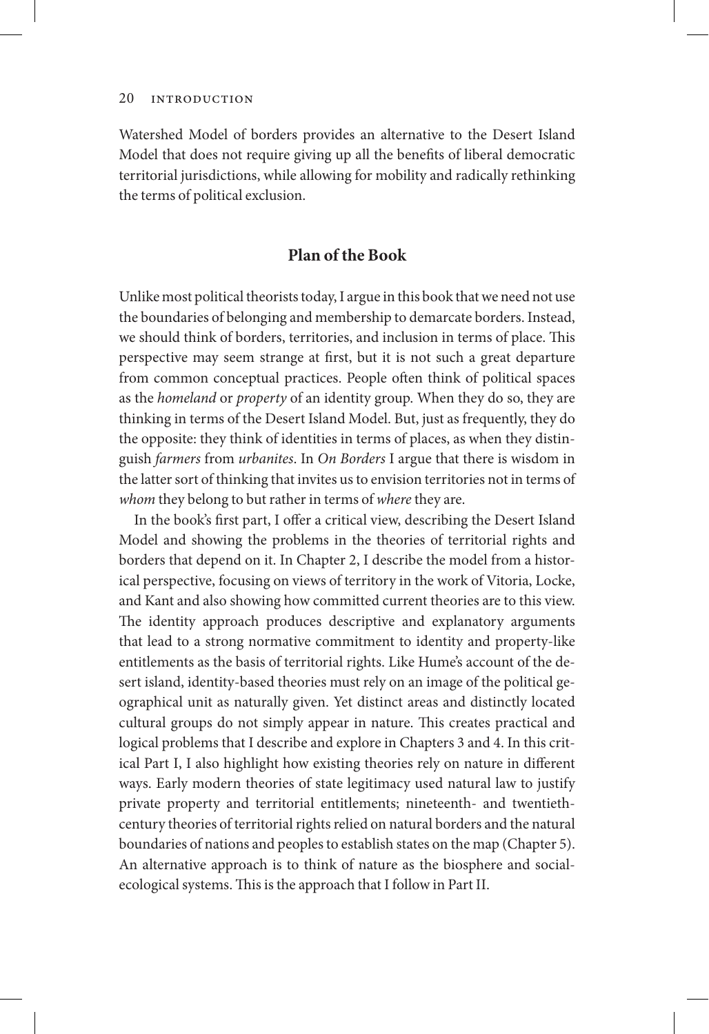Watershed Model of borders provides an alternative to the Desert Island Model that does not require giving up all the benefits of liberal democratic territorial jurisdictions, while allowing for mobility and radically rethinking the terms of political exclusion.

## Plan of the Book

Unlike most political theorists today, I argue in this book that we need not use the boundaries of belonging and membership to demarcate borders. Instead, we should think of borders, territories, and inclusion in terms of place. This perspective may seem strange at first, but it is not such a great departure from common conceptual practices. People often think of political spaces as the *homeland* or *property* of an identity group. When they do so, they are thinking in terms of the Desert Island Model. But, just as frequently, they do the opposite: they think of identities in terms of places, as when they distinguish *farmers* from *urbanites*. In *On Borders* I argue that there is wisdom in the latter sort of thinking that invites us to envision territories not in terms of *whom* they belong to but rather in terms of *where* they are.

In the book's first part, I offer a critical view, describing the Desert Island Model and showing the problems in the theories of territorial rights and borders that depend on it. In Chapter 2, I describe the model from a historical perspective, focusing on views of territory in the work of Vitoria, Locke, and Kant and also showing how committed current theories are to this view. The identity approach produces descriptive and explanatory arguments that lead to a strong normative commitment to identity and property-like entitlements as the basis of territorial rights. Like Hume's account of the desert island, identity-based theories must rely on an image of the political geographical unit as naturally given. Yet distinct areas and distinctly located cultural groups do not simply appear in nature. This creates practical and logical problems that I describe and explore in Chapters 3 and 4. In this critical Part I, I also highlight how existing theories rely on nature in different ways. Early modern theories of state legitimacy used natural law to justify private property and territorial entitlements; nineteenth- and twentieth-century theories of territorial rights relied on natural borders and the natural boundaries of nations and peoples to establish states on the map (Chapter 5). An alternative approach is to think of nature as the biosphere and social-ecological systems. This is the approach that I follow in Part II.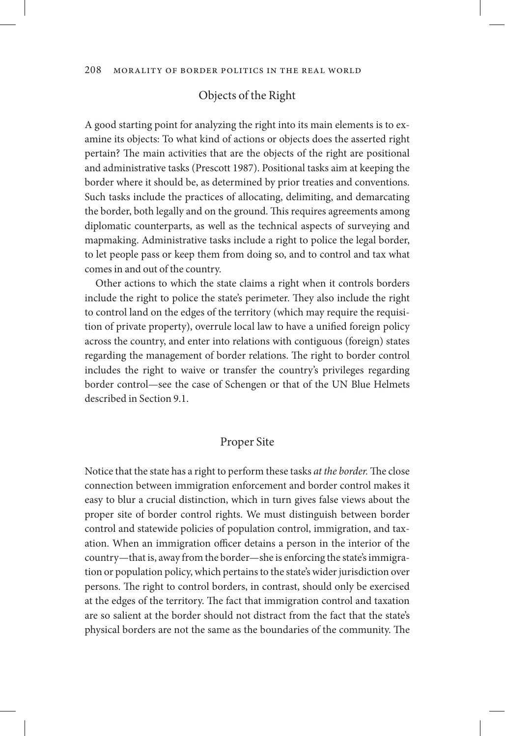## Objects of the Right

A good starting point for analyzing the right into its main elements is to examine its objects: To what kind of actions or objects does the asserted right pertain? The main activities that are the objects of the right are positional and administrative tasks (Prescott 1987). Positional tasks aim at keeping the border where it should be, as determined by prior treaties and conventions. Such tasks include the practices of allocating, delimiting, and demarcating the border, both legally and on the ground. This requires agreements among diplomatic counterparts, as well as the technical aspects of surveying and mapmaking. Administrative tasks include a right to police the legal border, to let people pass or keep them from doing so, and to control and tax what comes in and out of the country.

Other actions to which the state claims a right when it controls borders include the right to police the state's perimeter. They also include the right to control land on the edges of the territory (which may require the requisition of private property), overrule local law to have a unified foreign policy across the country, and enter into relations with contiguous (foreign) states regarding the management of border relations. The right to border control includes the right to waive or transfer the country's privileges regarding border control—see the case of Schengen or that of the UN Blue Helmets described in Section 9.1.

## Proper Site

Notice that the state has a right to perform these tasks *at the border*. The close connection between immigration enforcement and border control makes it easy to blur a crucial distinction, which in turn gives false views about the proper site of border control rights. We must distinguish between border control and statewide policies of population control, immigration, and taxation. When an immigration officer detains a person in the interior of the country—that is, away from the border—she is enforcing the state's immigration or population policy, which pertains to the state's wider jurisdiction over persons. The right to control borders, in contrast, should only be exercised at the edges of the territory. The fact that immigration control and taxation are so salient at the border should not distract from the fact that the state's physical borders are not the same as the boundaries of the community. The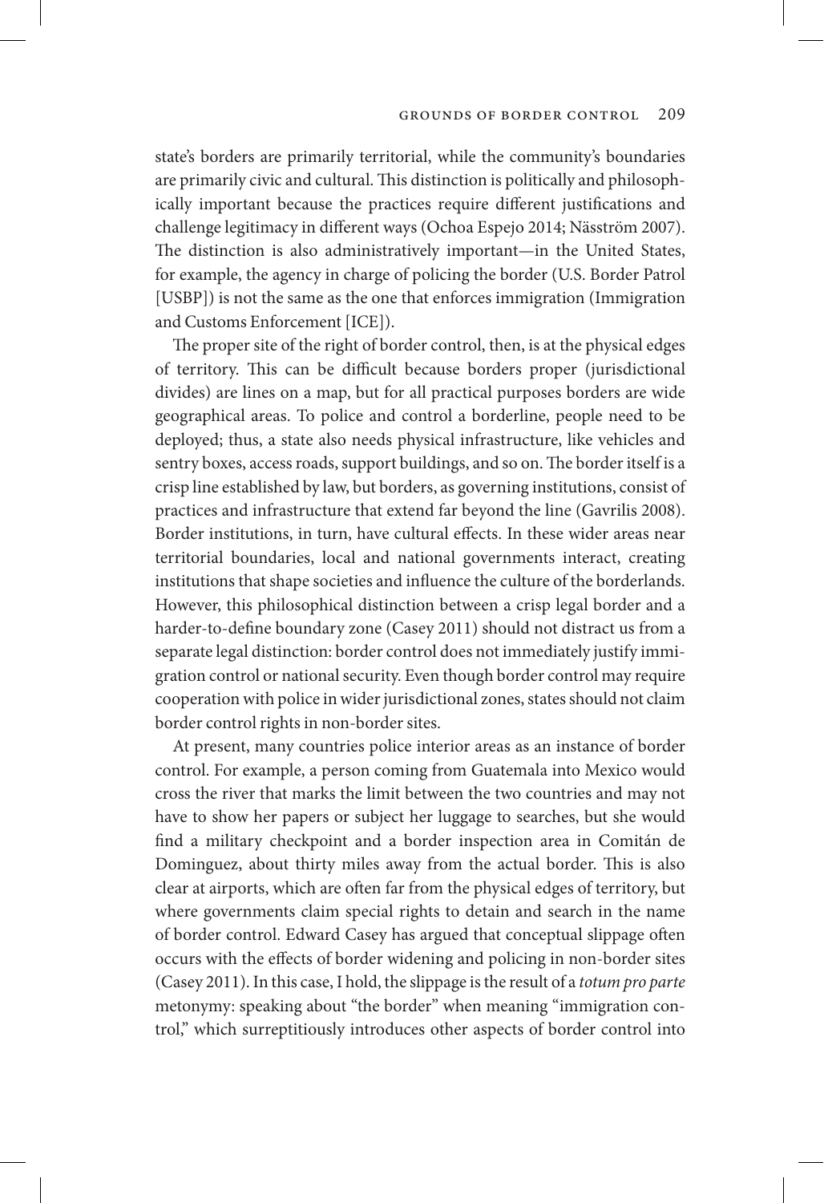state's borders are primarily territorial, while the community's boundaries are primarily civic and cultural. This distinction is politically and philosophically important because the practices require different justifications and challenge legitimacy in different ways (Ochoa Espejo 2014; Näsström 2007). The distinction is also administratively important—in the United States, for example, the agency in charge of policing the border (U.S. Border Patrol [USBP]) is not the same as the one that enforces immigration (Immigration and Customs Enforcement [ICE]).

The proper site of the right of border control, then, is at the physical edges of territory. This can be difficult because borders proper (jurisdictional divides) are lines on a map, but for all practical purposes borders are wide geographical areas. To police and control a borderline, people need to be deployed; thus, a state also needs physical infrastructure, like vehicles and sentry boxes, access roads, support buildings, and so on. The border itself is a crisp line established by law, but borders, as governing institutions, consist of practices and infrastructure that extend far beyond the line (Gavrilis 2008). Border institutions, in turn, have cultural effects. In these wider areas near territorial boundaries, local and national governments interact, creating institutions that shape societies and influence the culture of the borderlands. However, this philosophical distinction between a crisp legal border and a harder-to-define boundary zone (Casey 2011) should not distract us from a separate legal distinction: border control does not immediately justify immigration control or national security. Even though border control may require cooperation with police in wider jurisdictional zones, states should not claim border control rights in non-border sites.

At present, many countries police interior areas as an instance of border control. For example, a person coming from Guatemala into Mexico would cross the river that marks the limit between the two countries and may not have to show her papers or subject her luggage to searches, but she would find a military checkpoint and a border inspection area in Comitán de Dominguez, about thirty miles away from the actual border. This is also clear at airports, which are often far from the physical edges of territory, but where governments claim special rights to detain and search in the name of border control. Edward Casey has argued that conceptual slippage often occurs with the effects of border widening and policing in non-border sites (Casey 2011). In this case, I hold, the slippage is the result of a *totum pro parte* metonymy: speaking about "the border" when meaning "immigration control," which surreptitiously introduces other aspects of border control into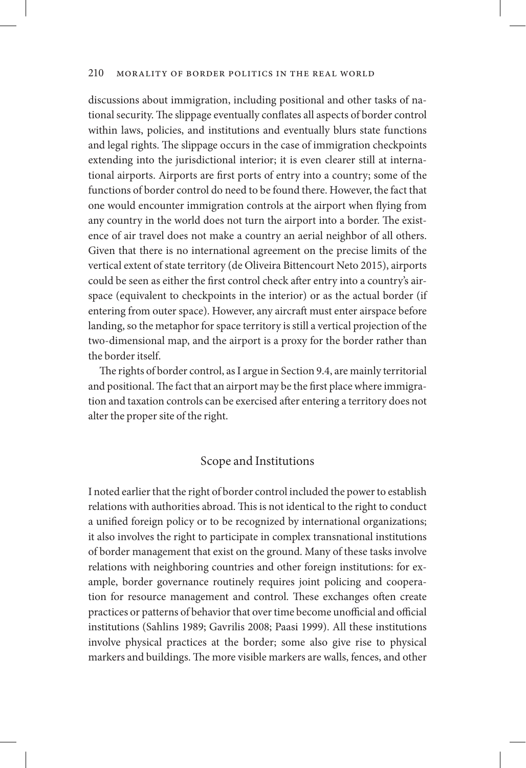discussions about immigration, including positional and other tasks of national security. The slippage eventually conflates all aspects of border control within laws, policies, and institutions and eventually blurs state functions and legal rights. The slippage occurs in the case of immigration checkpoints extending into the jurisdictional interior; it is even clearer still at international airports. Airports are first ports of entry into a country; some of the functions of border control do need to be found there. However, the fact that one would encounter immigration controls at the airport when flying from any country in the world does not turn the airport into a border. The existence of air travel does not make a country an aerial neighbor of all others. Given that there is no international agreement on the precise limits of the vertical extent of state territory (de Oliveira Bittencourt Neto 2015), airports could be seen as either the first control check after entry into a country's airspace (equivalent to checkpoints in the interior) or as the actual border (if entering from outer space). However, any aircraft must enter airspace before landing, so the metaphor for space territory is still a vertical projection of the two-dimensional map, and the airport is a proxy for the border rather than the border itself.

The rights of border control, as I argue in Section 9.4, are mainly territorial and positional. The fact that an airport may be the first place where immigration and taxation controls can be exercised after entering a territory does not alter the proper site of the right.

## Scope and Institutions

I noted earlier that the right of border control included the power to establish relations with authorities abroad. This is not identical to the right to conduct a unified foreign policy or to be recognized by international organizations; it also involves the right to participate in complex transnational institutions of border management that exist on the ground. Many of these tasks involve relations with neighboring countries and other foreign institutions: for example, border governance routinely requires joint policing and cooperation for resource management and control. These exchanges often create practices or patterns of behavior that over time become unofficial and official institutions (Sahlins 1989; Gavrilis 2008; Paasi 1999). All these institutions involve physical practices at the border; some also give rise to physical markers and buildings. The more visible markers are walls, fences, and other